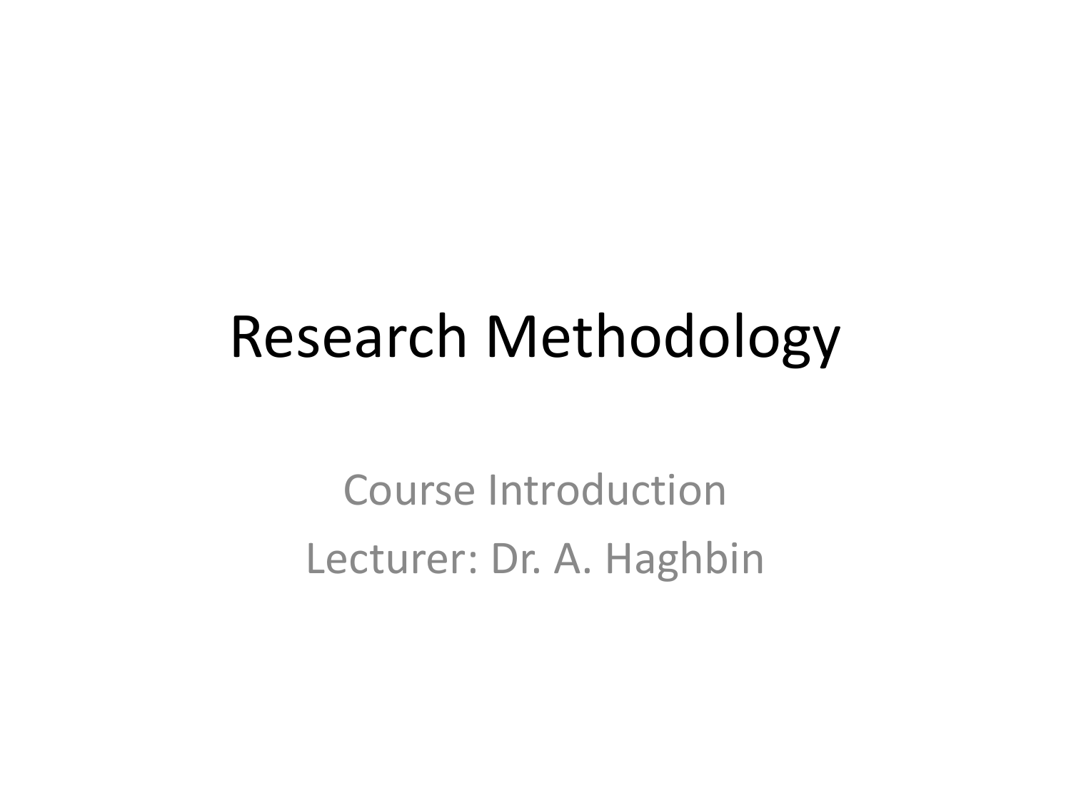# Research Methodology

Course Introduction

Lecturer: Dr. A. Haghbin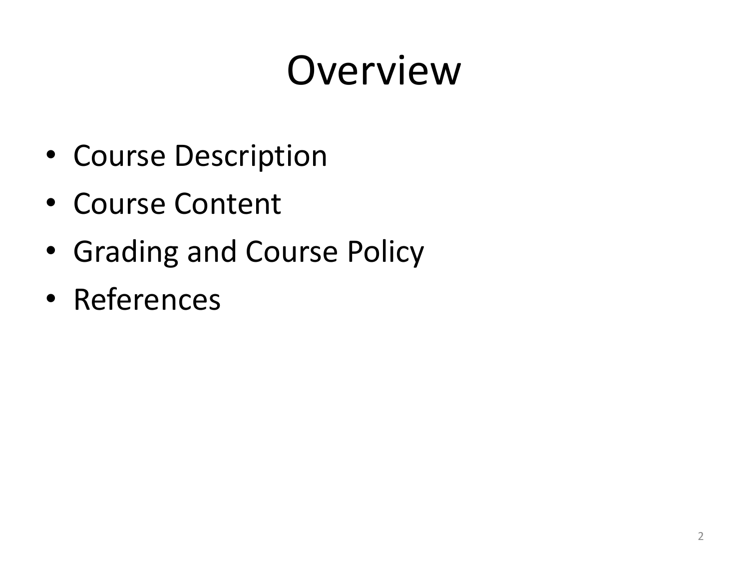# Overview

- Course Description
- Course Content
- Grading and Course Policy
- References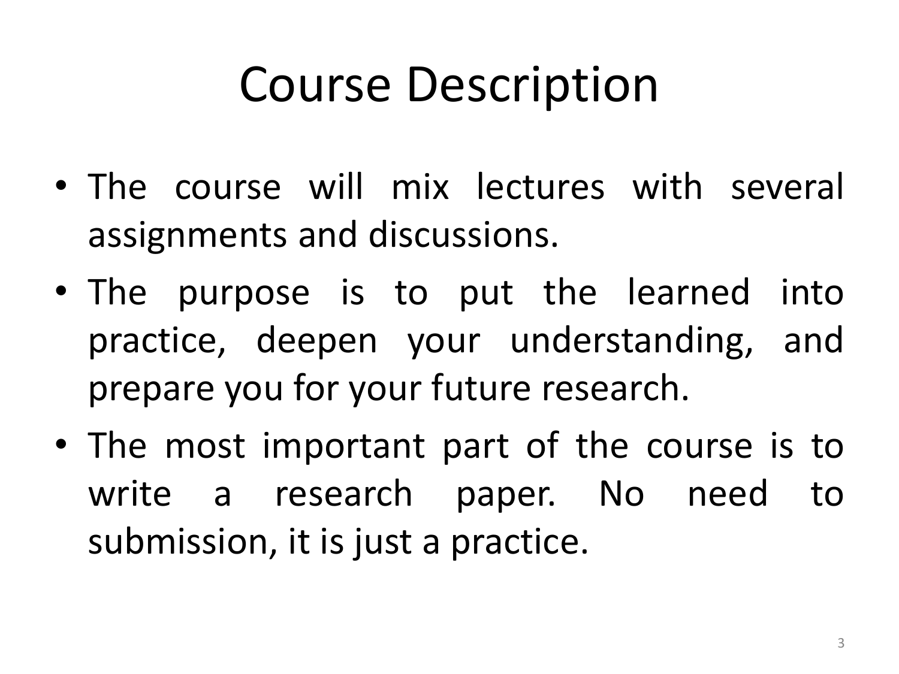# Course Description

- The course will mix lectures with several assignments and discussions.
- The purpose is to put the learned into practice, deepen your understanding, and prepare you for your future research.
- The most important part of the course is to write a research paper. No need to submission, it is just a practice.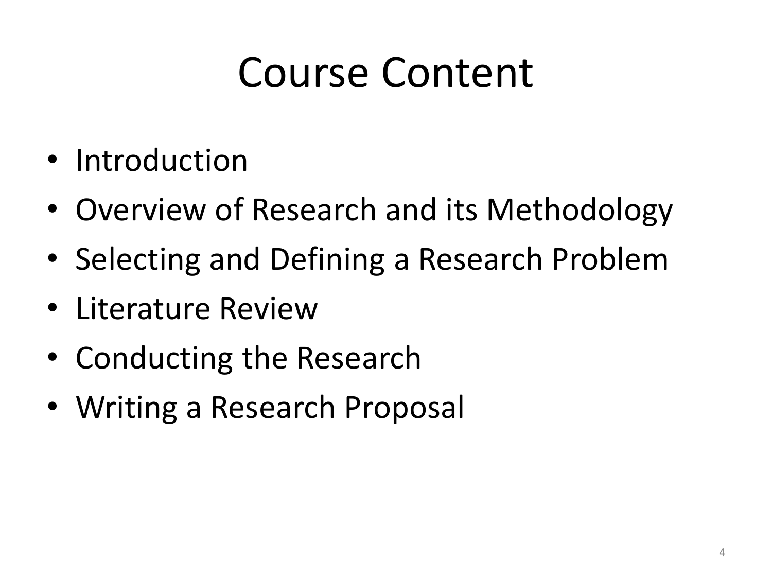# Course Content

- Introduction
- Overview of Research and its Methodology
- Selecting and Defining a Research Problem
- Literature Review
- Conducting the Research
- Writing a Research Proposal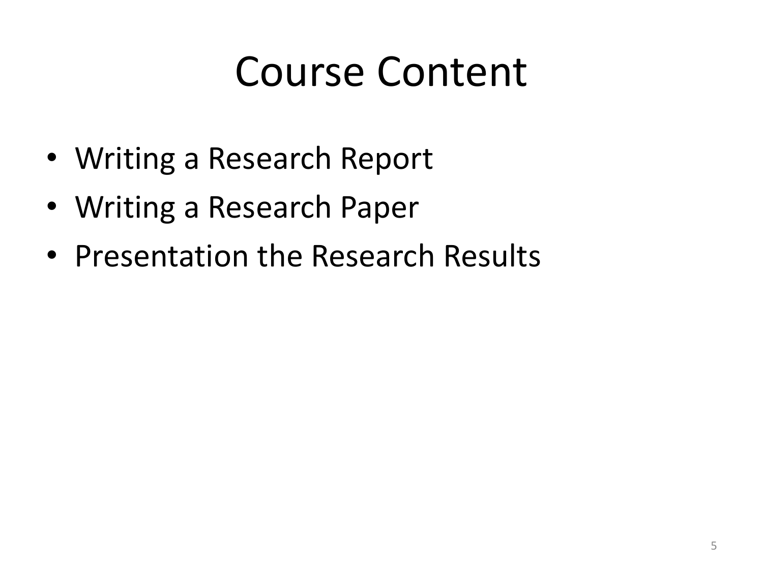# Course Content

- Writing a Research Report
- Writing a Research Paper
- Presentation the Research Results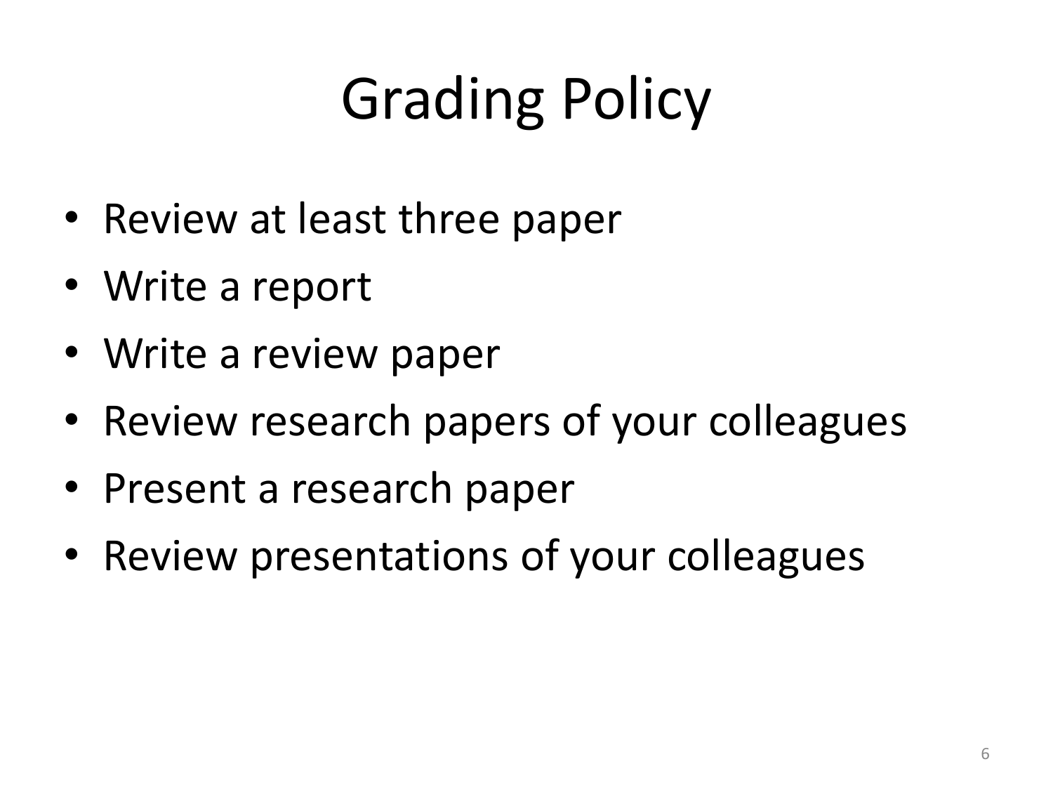# Grading Policy

- Review at least three paper
- Write a report
- Write a review paper
- Review research papers of your colleagues
- Present a research paper
- Review presentations of your colleagues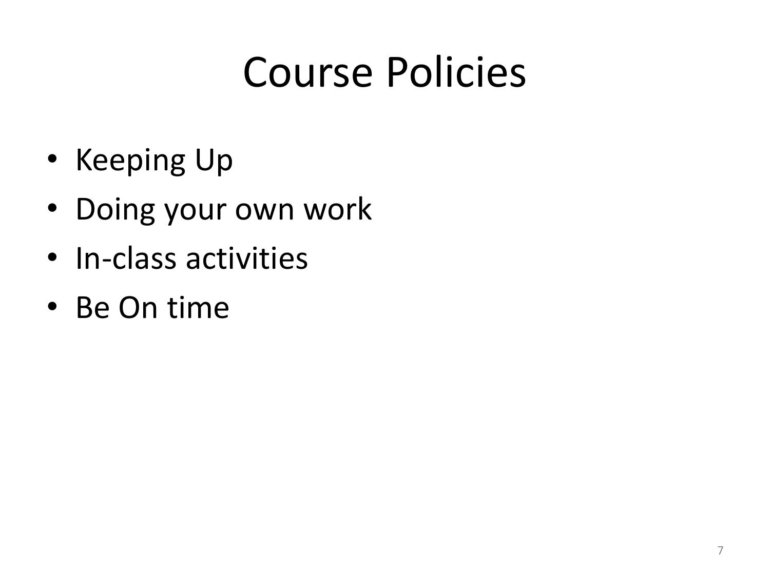# Course Policies

- Keeping Up
- Doing your own work
- In-class activities
- Be On time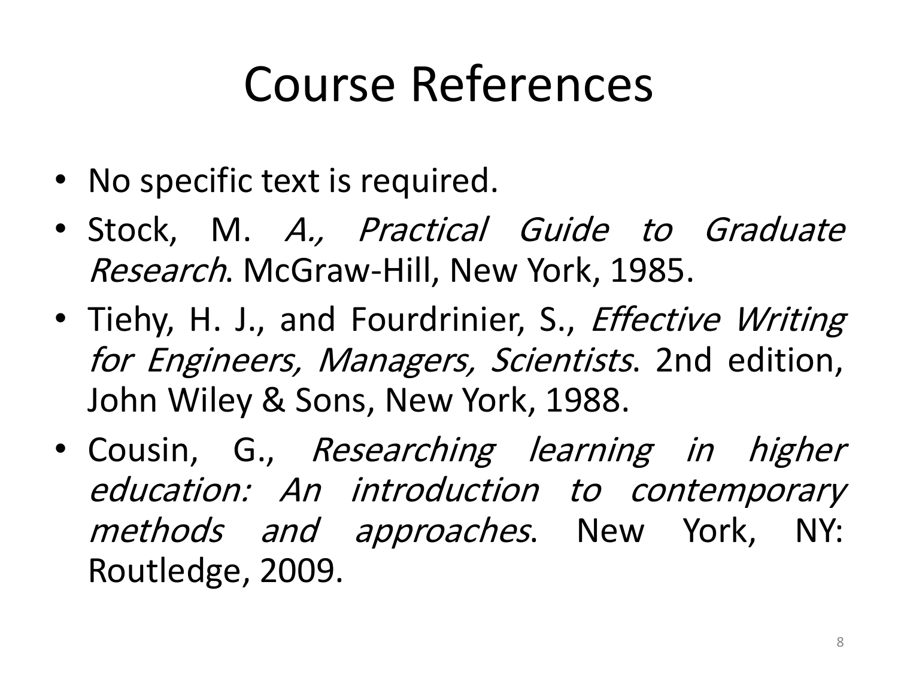# Course References

- No specific text is required.
- Stock, M. *A., Practical Guide to Graduate Research*. McGraw-Hill, New York, 1985.
- Tiehy, H. J., and Fourdrinier, S., *Effective Writing for Engineers, Managers, Scientists*. 2nd edition, John Wiley & Sons, New York, 1988.
- Cousin, G., *Researching learning in higher education: An introduction to contemporary methods and approaches*. New York, NY: Routledge, 2009.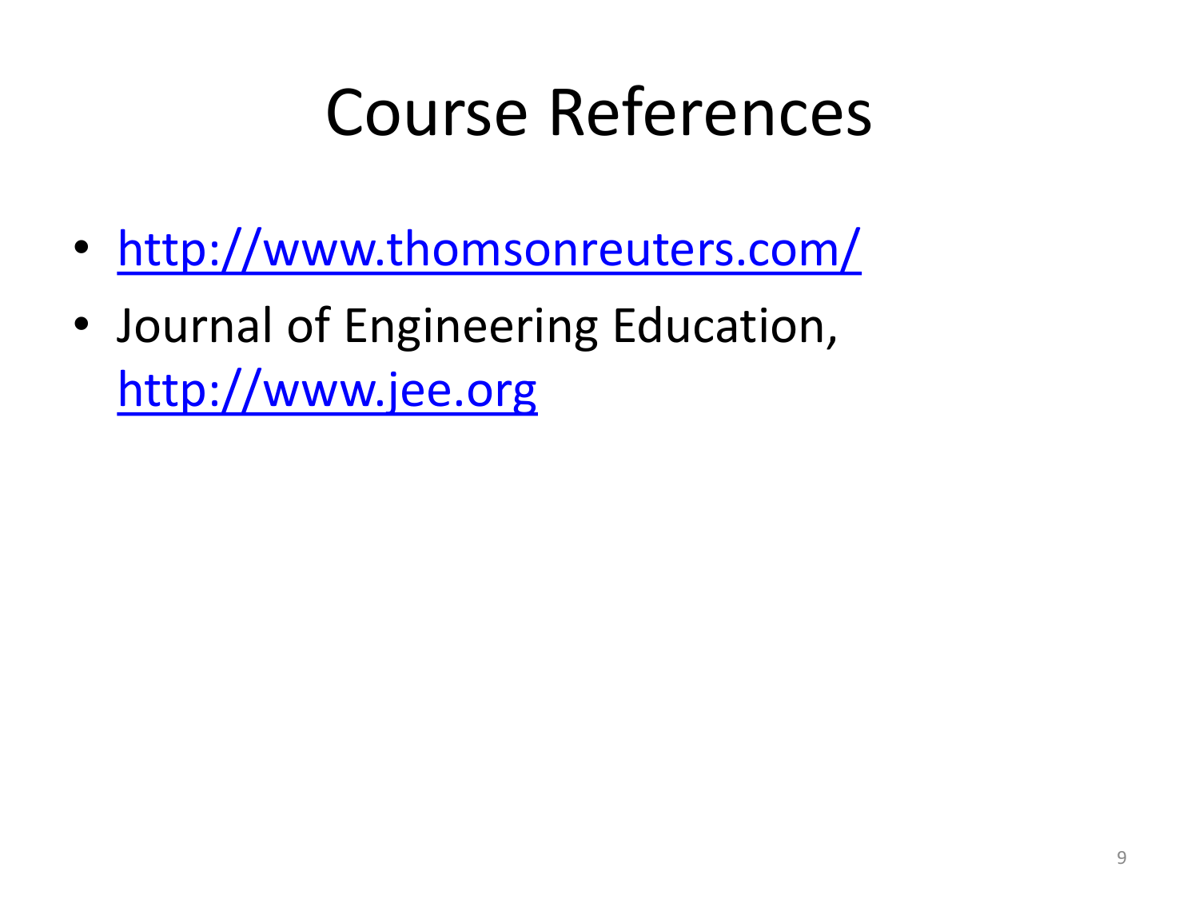# Course References

- http://www.thomsonreuters.com/
- Journal of Engineering Education, http://www.jee.org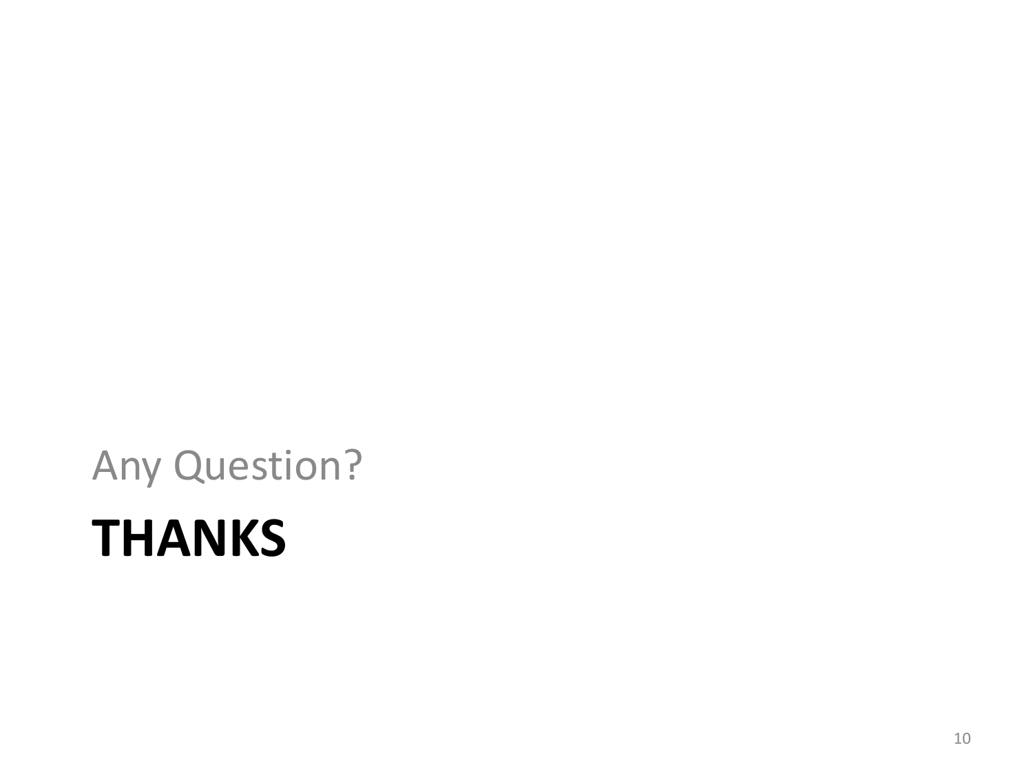Any Question?

# THANKS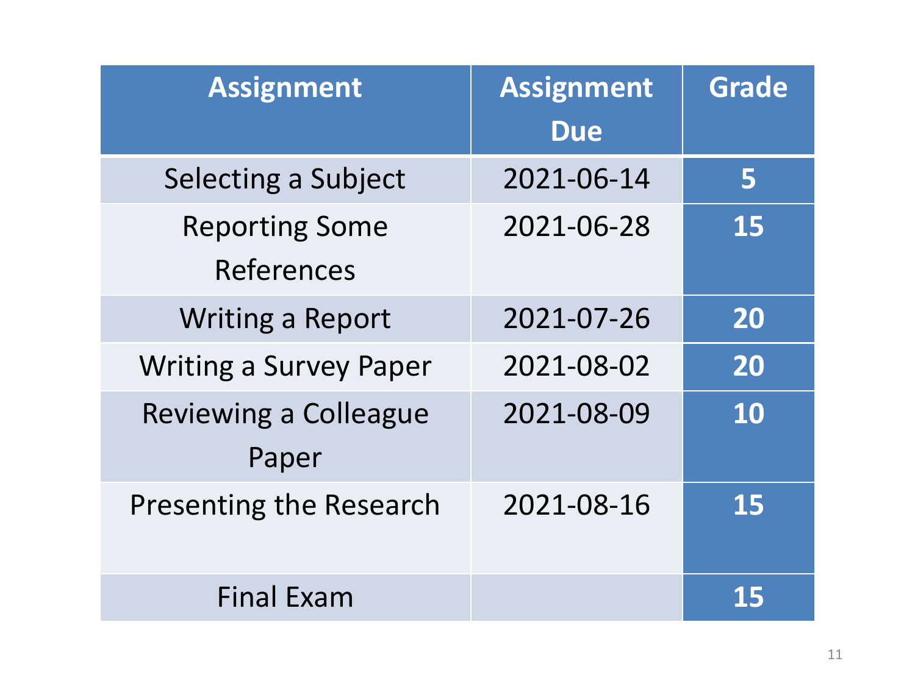| Assignment | Assignment Due | Grade |
|---|---|---|
| Selecting a Subject | 2021-06-14 | **5** |
| Reporting Some References | 2021-06-28 | **15** |
| Writing a Report | 2021-07-26 | **20** |
| Writing a Survey Paper | 2021-08-02 | **20** |
| Reviewing a Colleague Paper | 2021-08-09 | **10** |
| Presenting the Research | 2021-08-16 | **15** |
| Final Exam | | **15** |